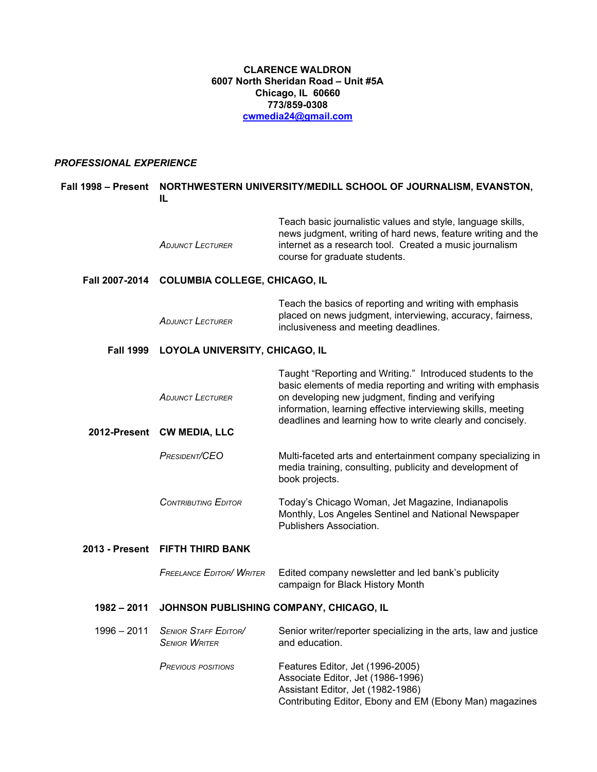**CLARENCE WALDRON**
**6007 North Sheridan Road – Unit #5A**
**Chicago, IL 60660**
**773/859-0308**
**cwmedia24@gmail.com**

## *PROFESSIONAL EXPERIENCE*

**Fall 1998 – Present** **NORTHWESTERN UNIVERSITY/MEDILL SCHOOL OF JOURNALISM, EVANSTON, IL**

*Adjunct Lecturer* — Teach basic journalistic values and style, language skills, news judgment, writing of hard news, feature writing and the internet as a research tool. Created a music journalism course for graduate students.

**Fall 2007-2014** **COLUMBIA COLLEGE, CHICAGO, IL**

*Adjunct Lecturer* — Teach the basics of reporting and writing with emphasis placed on news judgment, interviewing, accuracy, fairness, inclusiveness and meeting deadlines.

**Fall 1999** **LOYOLA UNIVERSITY, CHICAGO, IL**

*Adjunct Lecturer* — Taught "Reporting and Writing." Introduced students to the basic elements of media reporting and writing with emphasis on developing new judgment, finding and verifying information, learning effective interviewing skills, meeting deadlines and learning how to write clearly and concisely.

**2012-Present** **CW MEDIA, LLC**

*President/CEO* — Multi-faceted arts and entertainment company specializing in media training, consulting, publicity and development of book projects.

*Contributing Editor* — Today's Chicago Woman, Jet Magazine, Indianapolis Monthly, Los Angeles Sentinel and National Newspaper Publishers Association.

**2013 - Present** **FIFTH THIRD BANK**

*Freelance Editor/ Writer* — Edited company newsletter and led bank's publicity campaign for Black History Month

**1982 – 2011** **JOHNSON PUBLISHING COMPANY, CHICAGO, IL**

1996 – 2011 *Senior Staff Editor/ Senior Writer* — Senior writer/reporter specializing in the arts, law and justice and education.

*Previous positions*
- Features Editor, Jet (1996-2005)
- Associate Editor, Jet (1986-1996)
- Assistant Editor, Jet (1982-1986)
- Contributing Editor, Ebony and EM (Ebony Man) magazines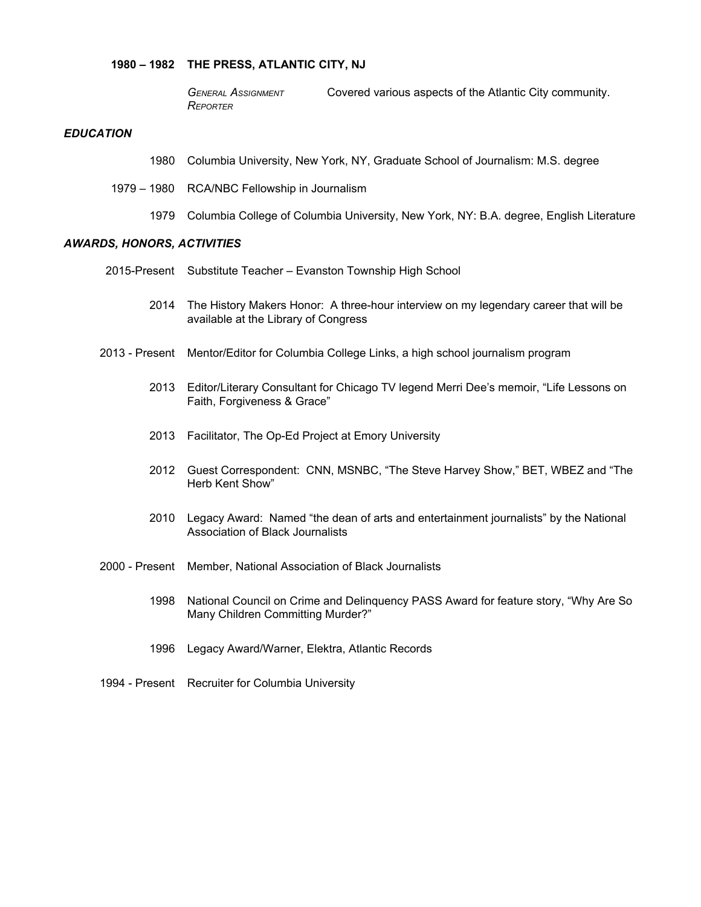**1980 – 1982 THE PRESS, ATLANTIC CITY, NJ**

*GENERAL ASSIGNMENT REPORTER* — Covered various aspects of the Atlantic City community.

## *EDUCATION*

- 1980 — Columbia University, New York, NY, Graduate School of Journalism: M.S. degree
- 1979 – 1980 — RCA/NBC Fellowship in Journalism
- 1979 — Columbia College of Columbia University, New York, NY: B.A. degree, English Literature

## *AWARDS, HONORS, ACTIVITIES*

- 2015-Present — Substitute Teacher – Evanston Township High School
- 2014 — The History Makers Honor: A three-hour interview on my legendary career that will be available at the Library of Congress
- 2013 - Present — Mentor/Editor for Columbia College Links, a high school journalism program
- 2013 — Editor/Literary Consultant for Chicago TV legend Merri Dee's memoir, "Life Lessons on Faith, Forgiveness & Grace"
- 2013 — Facilitator, The Op-Ed Project at Emory University
- 2012 — Guest Correspondent: CNN, MSNBC, "The Steve Harvey Show," BET, WBEZ and "The Herb Kent Show"
- 2010 — Legacy Award: Named "the dean of arts and entertainment journalists" by the National Association of Black Journalists
- 2000 - Present — Member, National Association of Black Journalists
- 1998 — National Council on Crime and Delinquency PASS Award for feature story, "Why Are So Many Children Committing Murder?"
- 1996 — Legacy Award/Warner, Elektra, Atlantic Records
- 1994 - Present — Recruiter for Columbia University